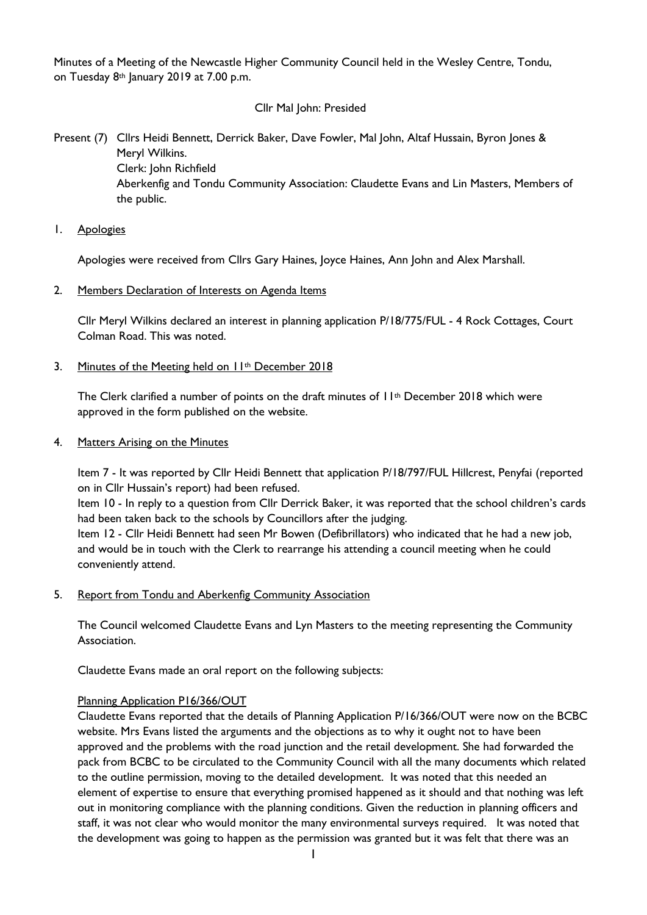Minutes of a Meeting of the Newcastle Higher Community Council held in the Wesley Centre, Tondu, on Tuesday 8th January 2019 at 7.00 p.m.

Cllr Mal John: Presided

Present (7) Cllrs Heidi Bennett, Derrick Baker, Dave Fowler, Mal John, Altaf Hussain, Byron Jones & Meryl Wilkins.
Clerk: John Richfield
Aberkenfig and Tondu Community Association: Claudette Evans and Lin Masters, Members of the public.

1. Apologies

Apologies were received from Cllrs Gary Haines, Joyce Haines, Ann John and Alex Marshall.

2. Members Declaration of Interests on Agenda Items

Cllr Meryl Wilkins declared an interest in planning application P/18/775/FUL - 4 Rock Cottages, Court Colman Road. This was noted.

3. Minutes of the Meeting held on 11th December 2018

The Clerk clarified a number of points on the draft minutes of 11th December 2018 which were approved in the form published on the website.

4. Matters Arising on the Minutes

Item 7 - It was reported by Cllr Heidi Bennett that application P/18/797/FUL Hillcrest, Penyfai (reported on in Cllr Hussain's report) had been refused.
Item 10 - In reply to a question from Cllr Derrick Baker, it was reported that the school children's cards had been taken back to the schools by Councillors after the judging.
Item 12 - Cllr Heidi Bennett had seen Mr Bowen (Defibrillators) who indicated that he had a new job, and would be in touch with the Clerk to rearrange his attending a council meeting when he could conveniently attend.

5. Report from Tondu and Aberkenfig Community Association

The Council welcomed Claudette Evans and Lyn Masters to the meeting representing the Community Association.

Claudette Evans made an oral report on the following subjects:

Planning Application P16/366/OUT

Claudette Evans reported that the details of Planning Application P/16/366/OUT were now on the BCBC website. Mrs Evans listed the arguments and the objections as to why it ought not to have been approved and the problems with the road junction and the retail development. She had forwarded the pack from BCBC to be circulated to the Community Council with all the many documents which related to the outline permission, moving to the detailed development. It was noted that this needed an element of expertise to ensure that everything promised happened as it should and that nothing was left out in monitoring compliance with the planning conditions. Given the reduction in planning officers and staff, it was not clear who would monitor the many environmental surveys required. It was noted that the development was going to happen as the permission was granted but it was felt that there was an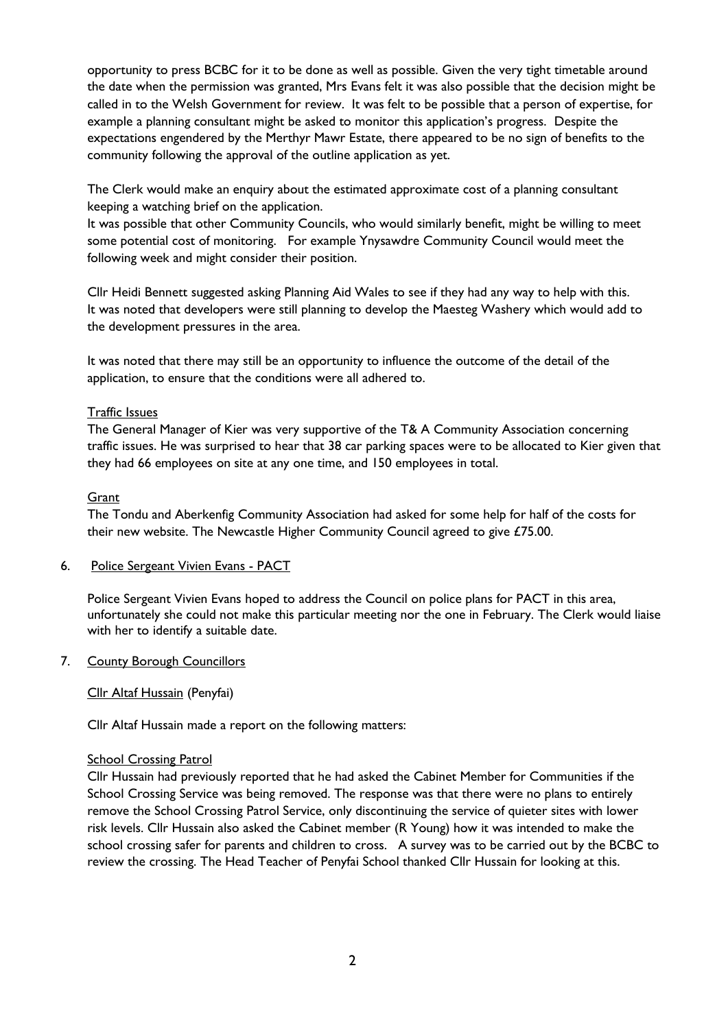opportunity to press BCBC for it to be done as well as possible. Given the very tight timetable around the date when the permission was granted, Mrs Evans felt it was also possible that the decision might be called in to the Welsh Government for review. It was felt to be possible that a person of expertise, for example a planning consultant might be asked to monitor this application's progress. Despite the expectations engendered by the Merthyr Mawr Estate, there appeared to be no sign of benefits to the community following the approval of the outline application as yet.

The Clerk would make an enquiry about the estimated approximate cost of a planning consultant keeping a watching brief on the application.
It was possible that other Community Councils, who would similarly benefit, might be willing to meet some potential cost of monitoring. For example Ynysawdre Community Council would meet the following week and might consider their position.

Cllr Heidi Bennett suggested asking Planning Aid Wales to see if they had any way to help with this.
It was noted that developers were still planning to develop the Maesteg Washery which would add to the development pressures in the area.

It was noted that there may still be an opportunity to influence the outcome of the detail of the application, to ensure that the conditions were all adhered to.

Traffic Issues

The General Manager of Kier was very supportive of the T& A Community Association concerning traffic issues. He was surprised to hear that 38 car parking spaces were to be allocated to Kier given that they had 66 employees on site at any one time, and 150 employees in total.

Grant

The Tondu and Aberkenfig Community Association had asked for some help for half of the costs for their new website. The Newcastle Higher Community Council agreed to give £75.00.

6. Police Sergeant Vivien Evans - PACT

Police Sergeant Vivien Evans hoped to address the Council on police plans for PACT in this area, unfortunately she could not make this particular meeting nor the one in February. The Clerk would liaise with her to identify a suitable date.

7. County Borough Councillors

Cllr Altaf Hussain (Penyfai)

Cllr Altaf Hussain made a report on the following matters:

School Crossing Patrol

Cllr Hussain had previously reported that he had asked the Cabinet Member for Communities if the School Crossing Service was being removed. The response was that there were no plans to entirely remove the School Crossing Patrol Service, only discontinuing the service of quieter sites with lower risk levels. Cllr Hussain also asked the Cabinet member (R Young) how it was intended to make the school crossing safer for parents and children to cross. A survey was to be carried out by the BCBC to review the crossing. The Head Teacher of Penyfai School thanked Cllr Hussain for looking at this.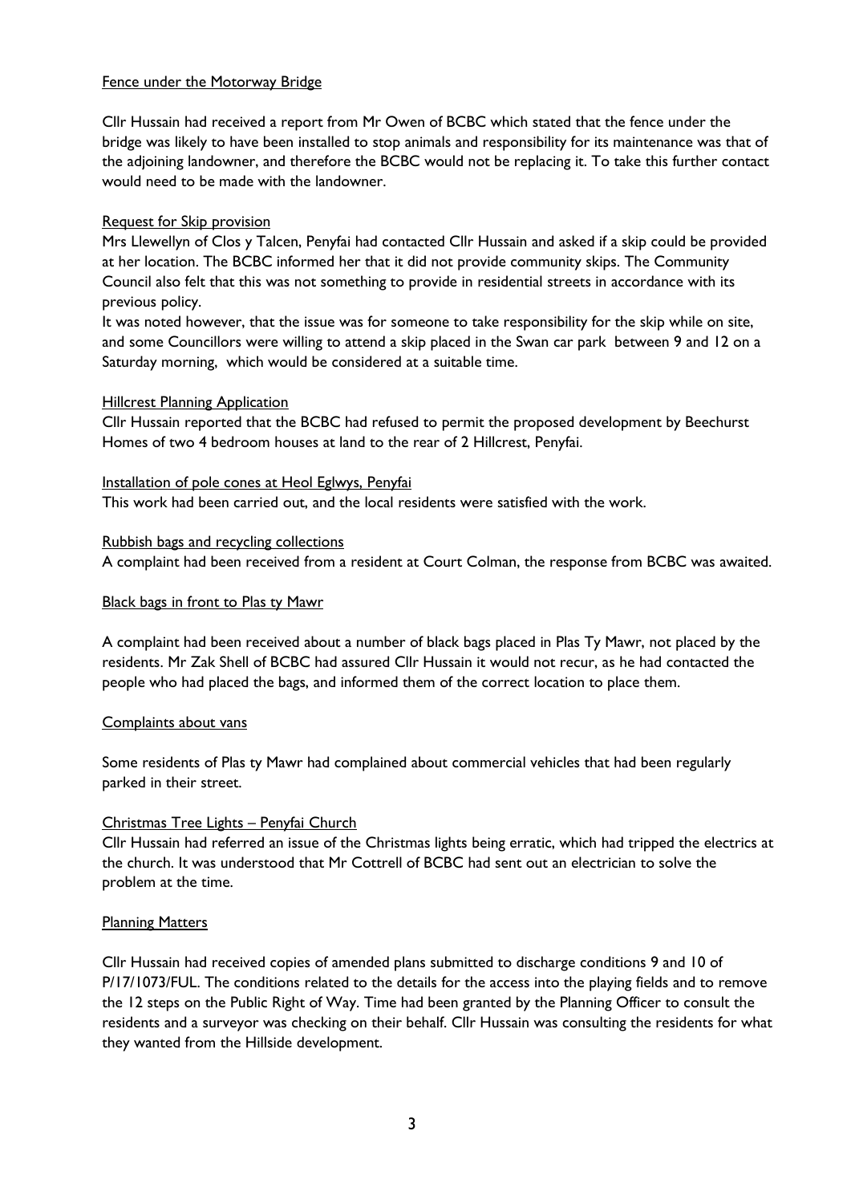Fence under the Motorway Bridge

Cllr Hussain had received a report from Mr Owen of BCBC which stated that the fence under the bridge was likely to have been installed to stop animals and responsibility for its maintenance was that of the adjoining landowner, and therefore the BCBC would not be replacing it. To take this further contact would need to be made with the landowner.

Request for Skip provision

Mrs Llewellyn of Clos y Talcen, Penyfai had contacted Cllr Hussain and asked if a skip could be provided at her location. The BCBC informed her that it did not provide community skips. The Community Council also felt that this was not something to provide in residential streets in accordance with its previous policy.

It was noted however, that the issue was for someone to take responsibility for the skip while on site, and some Councillors were willing to attend a skip placed in the Swan car park between 9 and 12 on a Saturday morning, which would be considered at a suitable time.

Hillcrest Planning Application

Cllr Hussain reported that the BCBC had refused to permit the proposed development by Beechurst Homes of two 4 bedroom houses at land to the rear of 2 Hillcrest, Penyfai.

Installation of pole cones at Heol Eglwys, Penyfai

This work had been carried out, and the local residents were satisfied with the work.

Rubbish bags and recycling collections

A complaint had been received from a resident at Court Colman, the response from BCBC was awaited.

Black bags in front to Plas ty Mawr

A complaint had been received about a number of black bags placed in Plas Ty Mawr, not placed by the residents. Mr Zak Shell of BCBC had assured Cllr Hussain it would not recur, as he had contacted the people who had placed the bags, and informed them of the correct location to place them.

Complaints about vans

Some residents of Plas ty Mawr had complained about commercial vehicles that had been regularly parked in their street.

Christmas Tree Lights – Penyfai Church

Cllr Hussain had referred an issue of the Christmas lights being erratic, which had tripped the electrics at the church. It was understood that Mr Cottrell of BCBC had sent out an electrician to solve the problem at the time.

Planning Matters

Cllr Hussain had received copies of amended plans submitted to discharge conditions 9 and 10 of P/17/1073/FUL. The conditions related to the details for the access into the playing fields and to remove the 12 steps on the Public Right of Way. Time had been granted by the Planning Officer to consult the residents and a surveyor was checking on their behalf. Cllr Hussain was consulting the residents for what they wanted from the Hillside development.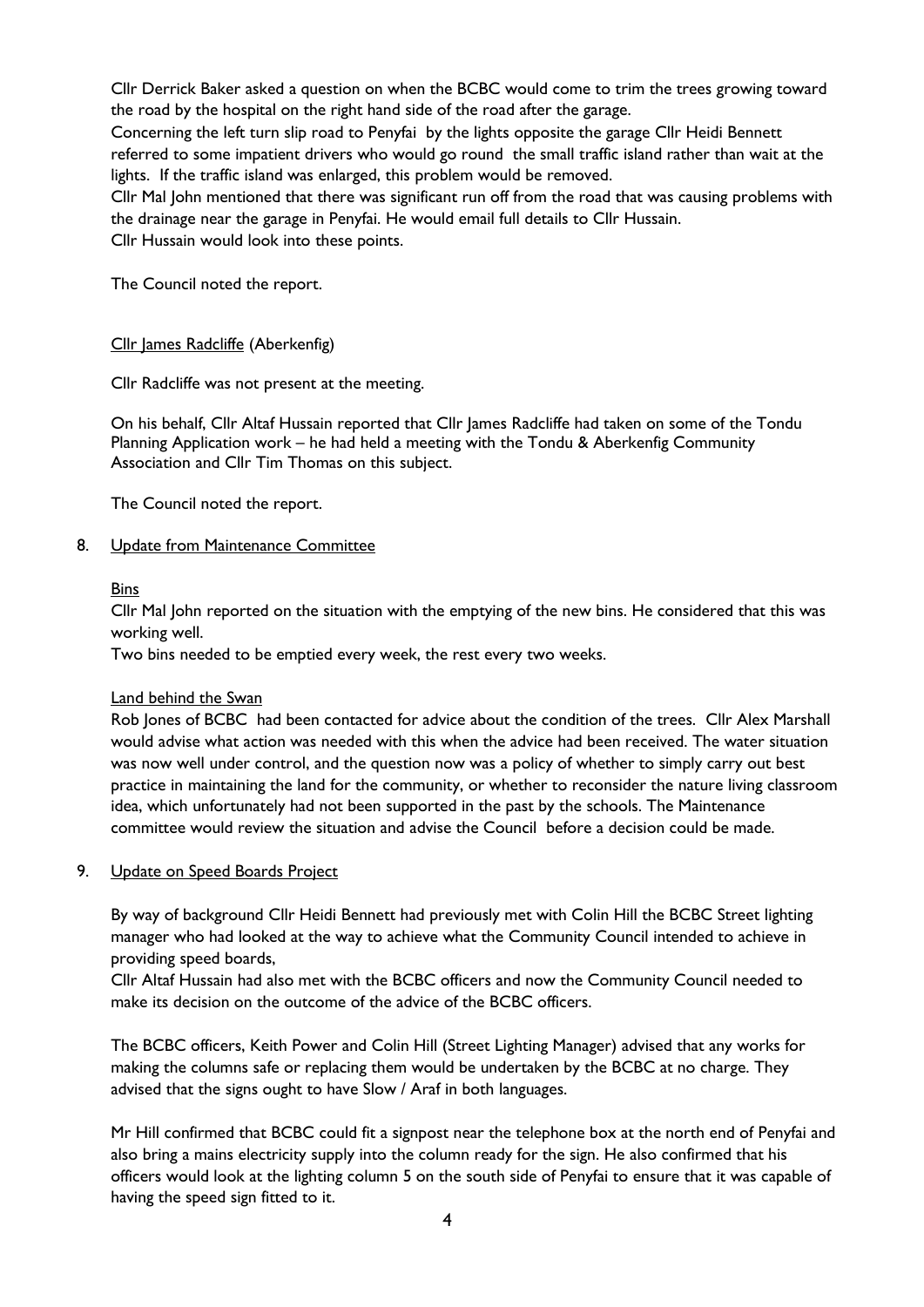Cllr Derrick Baker asked a question on when the BCBC would come to trim the trees growing toward the road by the hospital on the right hand side of the road after the garage.
Concerning the left turn slip road to Penyfai by the lights opposite the garage Cllr Heidi Bennett referred to some impatient drivers who would go round the small traffic island rather than wait at the lights. If the traffic island was enlarged, this problem would be removed.
Cllr Mal John mentioned that there was significant run off from the road that was causing problems with the drainage near the garage in Penyfai. He would email full details to Cllr Hussain.
Cllr Hussain would look into these points.

The Council noted the report.

Cllr James Radcliffe (Aberkenfig)

Cllr Radcliffe was not present at the meeting.

On his behalf, Cllr Altaf Hussain reported that Cllr James Radcliffe had taken on some of the Tondu Planning Application work – he had held a meeting with the Tondu & Aberkenfig Community Association and Cllr Tim Thomas on this subject.

The Council noted the report.

8. Update from Maintenance Committee

Bins

Cllr Mal John reported on the situation with the emptying of the new bins. He considered that this was working well.
Two bins needed to be emptied every week, the rest every two weeks.

Land behind the Swan

Rob Jones of BCBC had been contacted for advice about the condition of the trees. Cllr Alex Marshall would advise what action was needed with this when the advice had been received. The water situation was now well under control, and the question now was a policy of whether to simply carry out best practice in maintaining the land for the community, or whether to reconsider the nature living classroom idea, which unfortunately had not been supported in the past by the schools. The Maintenance committee would review the situation and advise the Council before a decision could be made.

9. Update on Speed Boards Project

By way of background Cllr Heidi Bennett had previously met with Colin Hill the BCBC Street lighting manager who had looked at the way to achieve what the Community Council intended to achieve in providing speed boards,
Cllr Altaf Hussain had also met with the BCBC officers and now the Community Council needed to make its decision on the outcome of the advice of the BCBC officers.

The BCBC officers, Keith Power and Colin Hill (Street Lighting Manager) advised that any works for making the columns safe or replacing them would be undertaken by the BCBC at no charge. They advised that the signs ought to have Slow / Araf in both languages.

Mr Hill confirmed that BCBC could fit a signpost near the telephone box at the north end of Penyfai and also bring a mains electricity supply into the column ready for the sign. He also confirmed that his officers would look at the lighting column 5 on the south side of Penyfai to ensure that it was capable of having the speed sign fitted to it.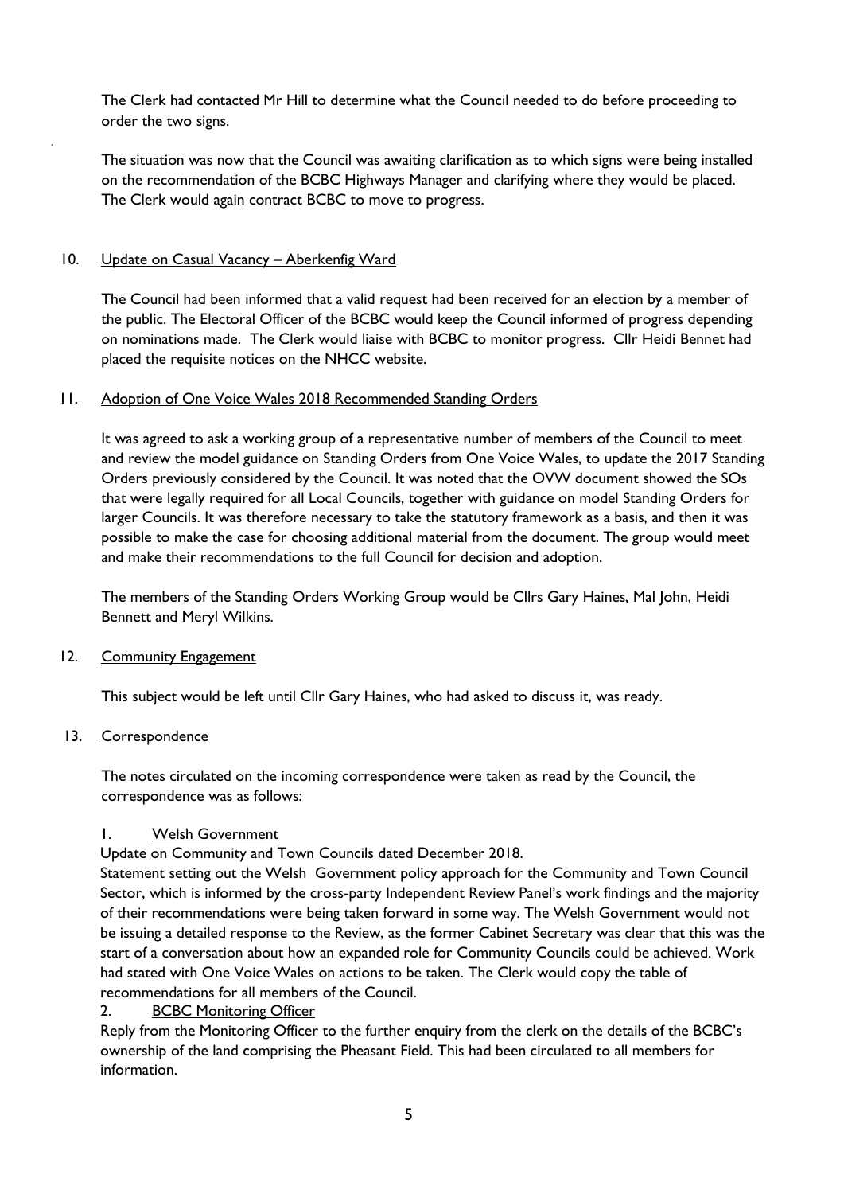The Clerk had contacted Mr Hill to determine what the Council needed to do before proceeding to order the two signs.

The situation was now that the Council was awaiting clarification as to which signs were being installed on the recommendation of the BCBC Highways Manager and clarifying where they would be placed. The Clerk would again contract BCBC to move to progress.

10. Update on Casual Vacancy – Aberkenfig Ward

The Council had been informed that a valid request had been received for an election by a member of the public. The Electoral Officer of the BCBC would keep the Council informed of progress depending on nominations made. The Clerk would liaise with BCBC to monitor progress. Cllr Heidi Bennet had placed the requisite notices on the NHCC website.

11. Adoption of One Voice Wales 2018 Recommended Standing Orders

It was agreed to ask a working group of a representative number of members of the Council to meet and review the model guidance on Standing Orders from One Voice Wales, to update the 2017 Standing Orders previously considered by the Council. It was noted that the OVW document showed the SOs that were legally required for all Local Councils, together with guidance on model Standing Orders for larger Councils. It was therefore necessary to take the statutory framework as a basis, and then it was possible to make the case for choosing additional material from the document. The group would meet and make their recommendations to the full Council for decision and adoption.

The members of the Standing Orders Working Group would be Cllrs Gary Haines, Mal John, Heidi Bennett and Meryl Wilkins.

12. Community Engagement

This subject would be left until Cllr Gary Haines, who had asked to discuss it, was ready.

13. Correspondence

The notes circulated on the incoming correspondence were taken as read by the Council, the correspondence was as follows:

1. Welsh Government

Update on Community and Town Councils dated December 2018.

Statement setting out the Welsh Government policy approach for the Community and Town Council Sector, which is informed by the cross-party Independent Review Panel's work findings and the majority of their recommendations were being taken forward in some way. The Welsh Government would not be issuing a detailed response to the Review, as the former Cabinet Secretary was clear that this was the start of a conversation about how an expanded role for Community Councils could be achieved. Work had stated with One Voice Wales on actions to be taken. The Clerk would copy the table of recommendations for all members of the Council.

2. BCBC Monitoring Officer

Reply from the Monitoring Officer to the further enquiry from the clerk on the details of the BCBC's ownership of the land comprising the Pheasant Field. This had been circulated to all members for information.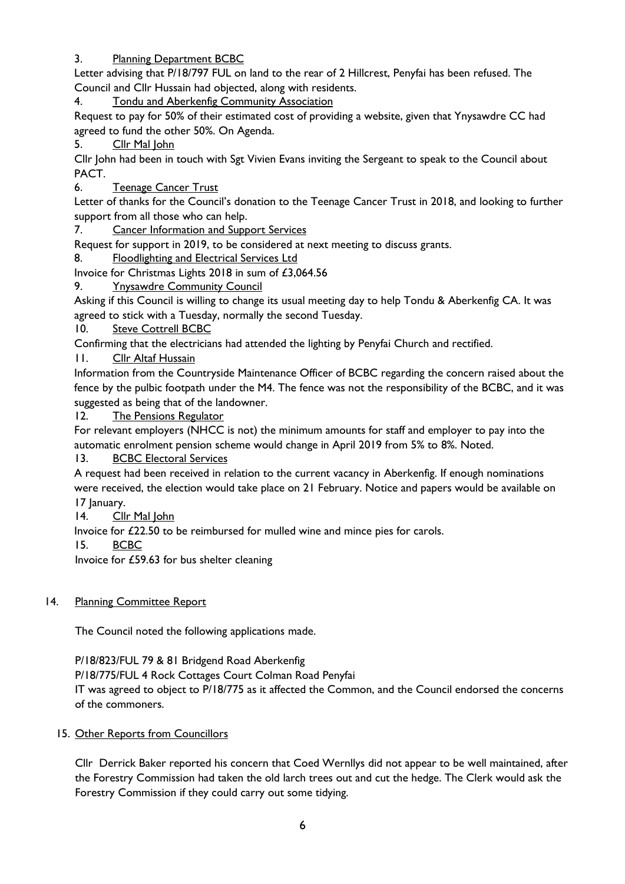3. Planning Department BCBC

Letter advising that P/18/797 FUL on land to the rear of 2 Hillcrest, Penyfai has been refused. The Council and Cllr Hussain had objected, along with residents.

4. Tondu and Aberkenfig Community Association

Request to pay for 50% of their estimated cost of providing a website, given that Ynysawdre CC had agreed to fund the other 50%. On Agenda.

5. Cllr Mal John

Cllr John had been in touch with Sgt Vivien Evans inviting the Sergeant to speak to the Council about PACT.

6. Teenage Cancer Trust

Letter of thanks for the Council's donation to the Teenage Cancer Trust in 2018, and looking to further support from all those who can help.

7. Cancer Information and Support Services

Request for support in 2019, to be considered at next meeting to discuss grants.

8. Floodlighting and Electrical Services Ltd

Invoice for Christmas Lights 2018 in sum of £3,064.56

9. Ynysawdre Community Council

Asking if this Council is willing to change its usual meeting day to help Tondu & Aberkenfig CA. It was agreed to stick with a Tuesday, normally the second Tuesday.

10. Steve Cottrell BCBC

Confirming that the electricians had attended the lighting by Penyfai Church and rectified.

11. Cllr Altaf Hussain

Information from the Countryside Maintenance Officer of BCBC regarding the concern raised about the fence by the pulbic footpath under the M4. The fence was not the responsibility of the BCBC, and it was suggested as being that of the landowner.

12. The Pensions Regulator

For relevant employers (NHCC is not) the minimum amounts for staff and employer to pay into the automatic enrolment pension scheme would change in April 2019 from 5% to 8%. Noted.

13. BCBC Electoral Services

A request had been received in relation to the current vacancy in Aberkenfig. If enough nominations were received, the election would take place on 21 February. Notice and papers would be available on 17 January.

14. Cllr Mal John

Invoice for £22.50 to be reimbursed for mulled wine and mince pies for carols.

15. BCBC

Invoice for £59.63 for bus shelter cleaning

## 14. Planning Committee Report

The Council noted the following applications made.

P/18/823/FUL 79 & 81 Bridgend Road Aberkenfig

P/18/775/FUL 4 Rock Cottages Court Colman Road Penyfai

IT was agreed to object to P/18/775 as it affected the Common, and the Council endorsed the concerns of the commoners.

## 15. Other Reports from Councillors

Cllr Derrick Baker reported his concern that Coed Wernllys did not appear to be well maintained, after the Forestry Commission had taken the old larch trees out and cut the hedge. The Clerk would ask the Forestry Commission if they could carry out some tidying.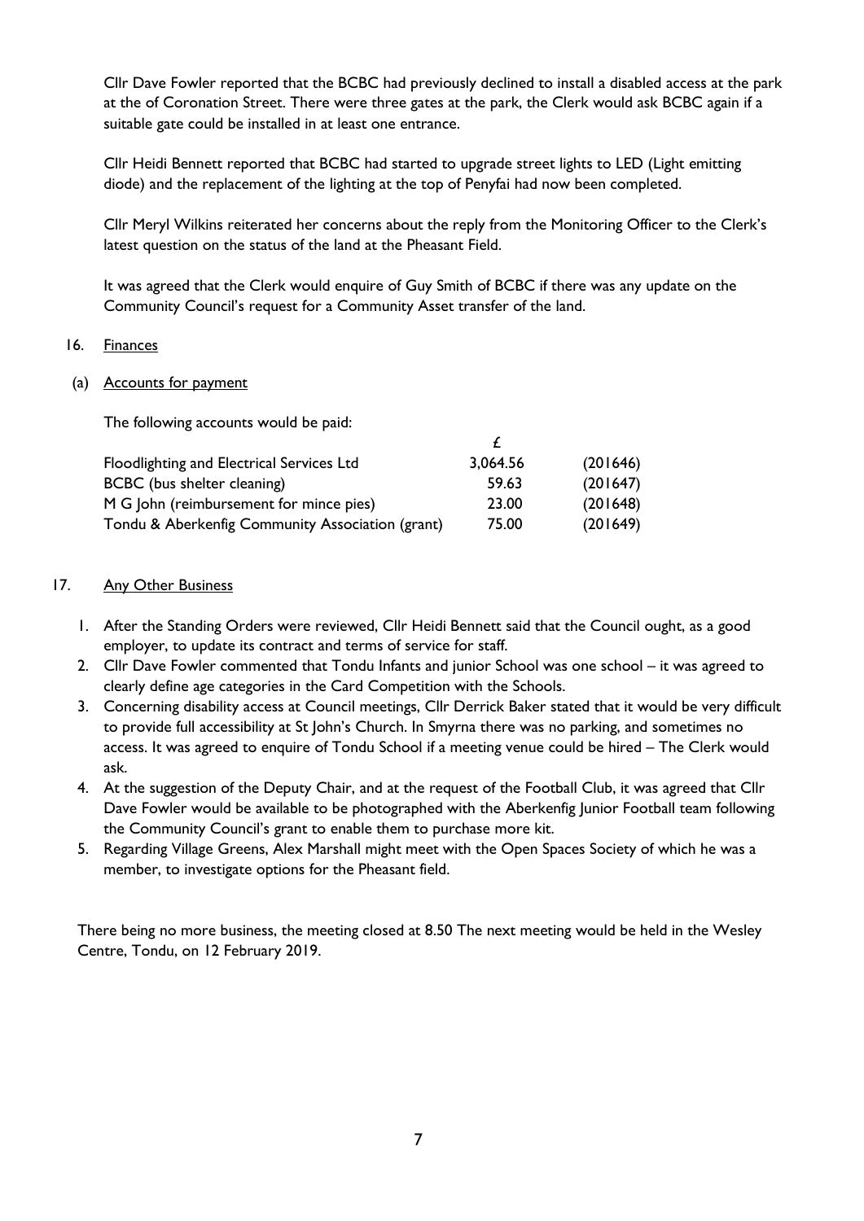Cllr Dave Fowler reported that the BCBC had previously declined to install a disabled access at the park at the of Coronation Street. There were three gates at the park, the Clerk would ask BCBC again if a suitable gate could be installed in at least one entrance.

Cllr Heidi Bennett reported that BCBC had started to upgrade street lights to LED (Light emitting diode) and the replacement of the lighting at the top of Penyfai had now been completed.

Cllr Meryl Wilkins reiterated her concerns about the reply from the Monitoring Officer to the Clerk's latest question on the status of the land at the Pheasant Field.

It was agreed that the Clerk would enquire of Guy Smith of BCBC if there was any update on the Community Council's request for a Community Asset transfer of the land.

16. Finances

(a) Accounts for payment

The following accounts would be paid:

| | £ | |
|---|---|---|
| Floodlighting and Electrical Services Ltd | 3,064.56 | (201646) |
| BCBC (bus shelter cleaning) | 59.63 | (201647) |
| M G John (reimbursement for mince pies) | 23.00 | (201648) |
| Tondu & Aberkenfig Community Association (grant) | 75.00 | (201649) |

17. Any Other Business

1. After the Standing Orders were reviewed, Cllr Heidi Bennett said that the Council ought, as a good employer, to update its contract and terms of service for staff.
2. Cllr Dave Fowler commented that Tondu Infants and junior School was one school – it was agreed to clearly define age categories in the Card Competition with the Schools.
3. Concerning disability access at Council meetings, Cllr Derrick Baker stated that it would be very difficult to provide full accessibility at St John's Church. In Smyrna there was no parking, and sometimes no access. It was agreed to enquire of Tondu School if a meeting venue could be hired – The Clerk would ask.
4. At the suggestion of the Deputy Chair, and at the request of the Football Club, it was agreed that Cllr Dave Fowler would be available to be photographed with the Aberkenfig Junior Football team following the Community Council's grant to enable them to purchase more kit.
5. Regarding Village Greens, Alex Marshall might meet with the Open Spaces Society of which he was a member, to investigate options for the Pheasant field.

There being no more business, the meeting closed at 8.50 The next meeting would be held in the Wesley Centre, Tondu, on 12 February 2019.